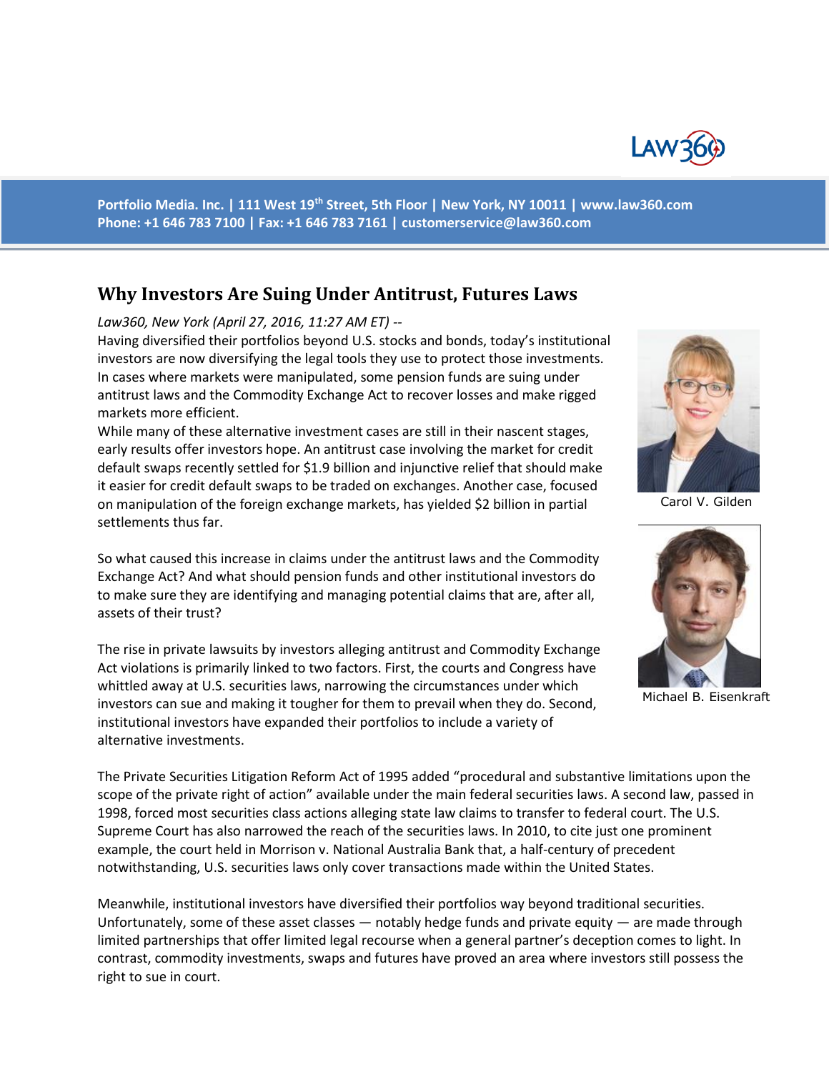Portfolio Media. Inc. | 111 West 19th Street, 5th Floor | New York, NY 10011 | www.law360.com
Phone: +1 646 783 7100 | Fax: +1 646 783 7161 | customerservice@law360.com

# Why Investors Are Suing Under Antitrust, Futures Laws

*Law360, New York (April 27, 2016, 11:27 AM ET) --*

Having diversified their portfolios beyond U.S. stocks and bonds, today's institutional investors are now diversifying the legal tools they use to protect those investments. In cases where markets were manipulated, some pension funds are suing under antitrust laws and the Commodity Exchange Act to recover losses and make rigged markets more efficient.

Carol V. Gilden

Michael B. Eisenkraft

While many of these alternative investment cases are still in their nascent stages, early results offer investors hope. An antitrust case involving the market for credit default swaps recently settled for $1.9 billion and injunctive relief that should make it easier for credit default swaps to be traded on exchanges. Another case, focused on manipulation of the foreign exchange markets, has yielded $2 billion in partial settlements thus far.

So what caused this increase in claims under the antitrust laws and the Commodity Exchange Act? And what should pension funds and other institutional investors do to make sure they are identifying and managing potential claims that are, after all, assets of their trust?

The rise in private lawsuits by investors alleging antitrust and Commodity Exchange Act violations is primarily linked to two factors. First, the courts and Congress have whittled away at U.S. securities laws, narrowing the circumstances under which investors can sue and making it tougher for them to prevail when they do. Second, institutional investors have expanded their portfolios to include a variety of alternative investments.

The Private Securities Litigation Reform Act of 1995 added "procedural and substantive limitations upon the scope of the private right of action" available under the main federal securities laws. A second law, passed in 1998, forced most securities class actions alleging state law claims to transfer to federal court. The U.S. Supreme Court has also narrowed the reach of the securities laws. In 2010, to cite just one prominent example, the court held in Morrison v. National Australia Bank that, a half-century of precedent notwithstanding, U.S. securities laws only cover transactions made within the United States.

Meanwhile, institutional investors have diversified their portfolios way beyond traditional securities. Unfortunately, some of these asset classes — notably hedge funds and private equity — are made through limited partnerships that offer limited legal recourse when a general partner's deception comes to light. In contrast, commodity investments, swaps and futures have proved an area where investors still possess the right to sue in court.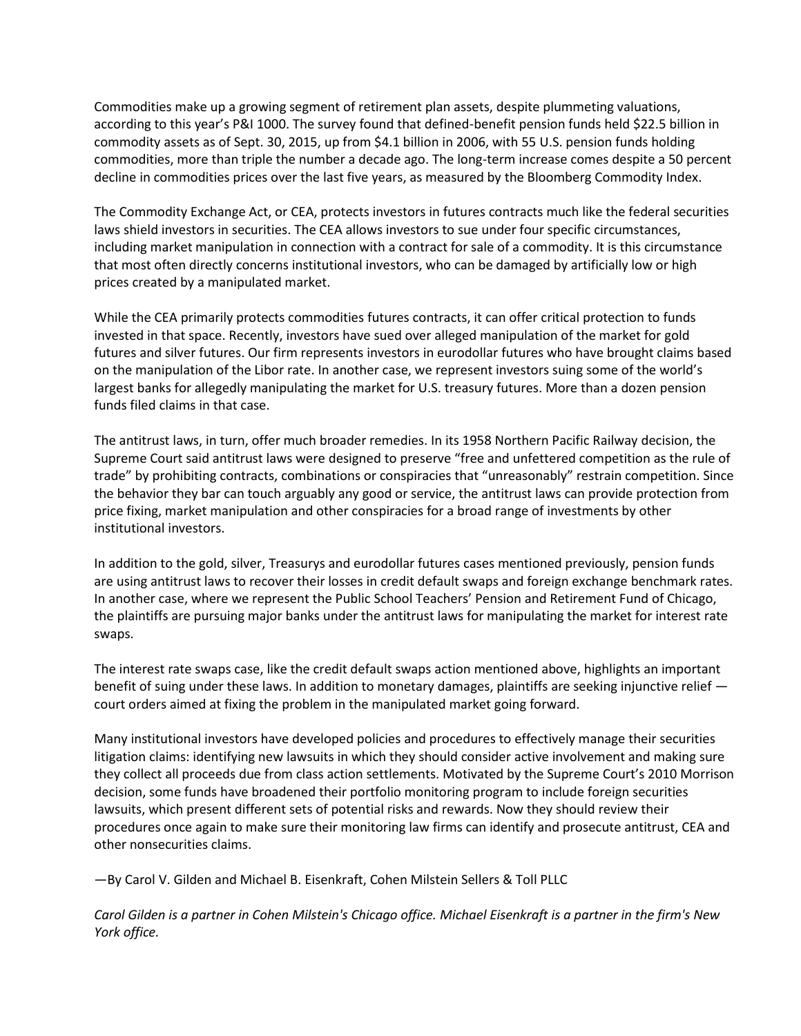Commodities make up a growing segment of retirement plan assets, despite plummeting valuations, according to this year's P&I 1000. The survey found that defined-benefit pension funds held $22.5 billion in commodity assets as of Sept. 30, 2015, up from $4.1 billion in 2006, with 55 U.S. pension funds holding commodities, more than triple the number a decade ago. The long-term increase comes despite a 50 percent decline in commodities prices over the last five years, as measured by the Bloomberg Commodity Index.

The Commodity Exchange Act, or CEA, protects investors in futures contracts much like the federal securities laws shield investors in securities. The CEA allows investors to sue under four specific circumstances, including market manipulation in connection with a contract for sale of a commodity. It is this circumstance that most often directly concerns institutional investors, who can be damaged by artificially low or high prices created by a manipulated market.

While the CEA primarily protects commodities futures contracts, it can offer critical protection to funds invested in that space. Recently, investors have sued over alleged manipulation of the market for gold futures and silver futures. Our firm represents investors in eurodollar futures who have brought claims based on the manipulation of the Libor rate. In another case, we represent investors suing some of the world's largest banks for allegedly manipulating the market for U.S. treasury futures. More than a dozen pension funds filed claims in that case.

The antitrust laws, in turn, offer much broader remedies. In its 1958 Northern Pacific Railway decision, the Supreme Court said antitrust laws were designed to preserve "free and unfettered competition as the rule of trade" by prohibiting contracts, combinations or conspiracies that "unreasonably" restrain competition. Since the behavior they bar can touch arguably any good or service, the antitrust laws can provide protection from price fixing, market manipulation and other conspiracies for a broad range of investments by other institutional investors.

In addition to the gold, silver, Treasurys and eurodollar futures cases mentioned previously, pension funds are using antitrust laws to recover their losses in credit default swaps and foreign exchange benchmark rates. In another case, where we represent the Public School Teachers' Pension and Retirement Fund of Chicago, the plaintiffs are pursuing major banks under the antitrust laws for manipulating the market for interest rate swaps.

The interest rate swaps case, like the credit default swaps action mentioned above, highlights an important benefit of suing under these laws. In addition to monetary damages, plaintiffs are seeking injunctive relief — court orders aimed at fixing the problem in the manipulated market going forward.

Many institutional investors have developed policies and procedures to effectively manage their securities litigation claims: identifying new lawsuits in which they should consider active involvement and making sure they collect all proceeds due from class action settlements. Motivated by the Supreme Court's 2010 Morrison decision, some funds have broadened their portfolio monitoring program to include foreign securities lawsuits, which present different sets of potential risks and rewards. Now they should review their procedures once again to make sure their monitoring law firms can identify and prosecute antitrust, CEA and other nonsecurities claims.

—By Carol V. Gilden and Michael B. Eisenkraft, Cohen Milstein Sellers & Toll PLLC

*Carol Gilden is a partner in Cohen Milstein's Chicago office. Michael Eisenkraft is a partner in the firm's New York office.*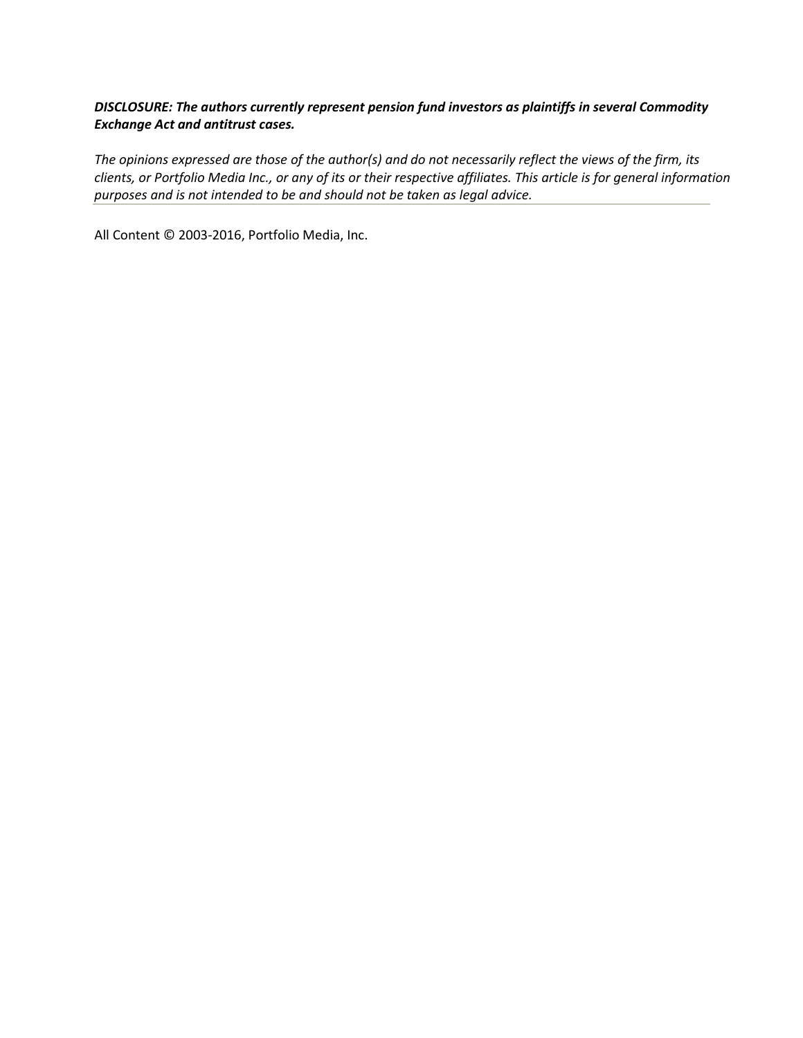***DISCLOSURE: The authors currently represent pension fund investors as plaintiffs in several Commodity Exchange Act and antitrust cases.***

*The opinions expressed are those of the author(s) and do not necessarily reflect the views of the firm, its clients, or Portfolio Media Inc., or any of its or their respective affiliates. This article is for general information purposes and is not intended to be and should not be taken as legal advice.*

---

All Content © 2003-2016, Portfolio Media, Inc.